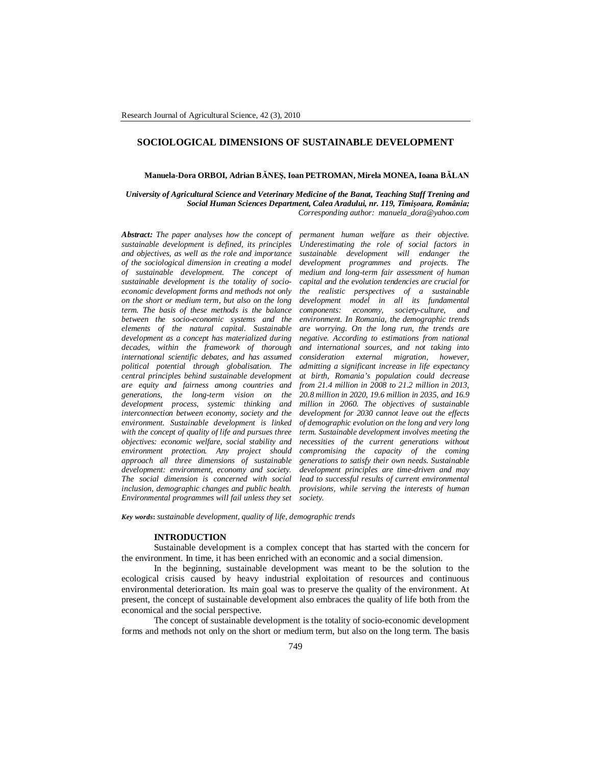# SOCIOLOGICAL DIMENSIONS OF SUSTAINABLE DEVELOPMENT

**Manuela-Dora ORBOI, Adrian BĂNEŞ, Ioan PETROMAN, Mirela MONEA, Ioana BĂLAN**

*University of Agricultural Science and Veterinary Medicine of the Banat, Teaching Staff Trening and Social Human Sciences Department, Calea Aradului, nr. 119, Timişoara, România;*
*Corresponding author: manuela_dora@yahoo.com*

***Abstract:*** *The paper analyses how the concept of sustainable development is defined, its principles and objectives, as well as the role and importance of the sociological dimension in creating a model of sustainable development. The concept of sustainable development is the totality of socio-economic development forms and methods not only on the short or medium term, but also on the long term. The basis of these methods is the balance between the socio-economic systems and the elements of the natural capital. Sustainable development as a concept has materialized during decades, within the framework of thorough international scientific debates, and has assumed political potential through globalisation. The central principles behind sustainable development are equity and fairness among countries and generations, the long-term vision on the development process, systemic thinking and interconnection between economy, society and the environment. Sustainable development is linked with the concept of quality of life and pursues three objectives: economic welfare, social stability and environment protection. Any project should approach all three dimensions of sustainable development: environment, economy and society. The social dimension is concerned with social inclusion, demographic changes and public health. Environmental programmes will fail unless they set permanent human welfare as their objective. Underestimating the role of social factors in sustainable development will endanger the development programmes and projects. The medium and long-term fair assessment of human capital and the evolution tendencies are crucial for the realistic perspectives of a sustainable development model in all its fundamental components: economy, society-culture, and environment. In Romania, the demographic trends are worrying. On the long run, the trends are negative. According to estimations from national and international sources, and not taking into consideration external migration, however, admitting a significant increase in life expectancy at birth, Romania's population could decrease from 21.4 million in 2008 to 21.2 million in 2013, 20.8 million in 2020, 19.6 million in 2035, and 16.9 million in 2060. The objectives of sustainable development for 2030 cannot leave out the effects of demographic evolution on the long and very long term. Sustainable development involves meeting the necessities of the current generations without compromising the capacity of the coming generations to satisfy their own needs. Sustainable development principles are time-driven and may lead to successful results of current environmental provisions, while serving the interests of human society.*

***Key words:*** *sustainable development, quality of life, demographic trends*

## INTRODUCTION

Sustainable development is a complex concept that has started with the concern for the environment. In time, it has been enriched with an economic and a social dimension.

In the beginning, sustainable development was meant to be the solution to the ecological crisis caused by heavy industrial exploitation of resources and continuous environmental deterioration. Its main goal was to preserve the quality of the environment. At present, the concept of sustainable development also embraces the quality of life both from the economical and the social perspective.

The concept of sustainable development is the totality of socio-economic development forms and methods not only on the short or medium term, but also on the long term. The basis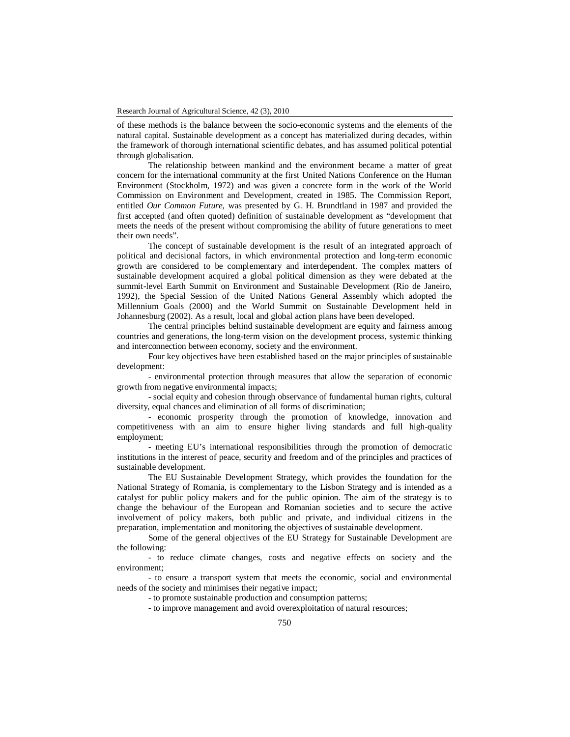of these methods is the balance between the socio-economic systems and the elements of the natural capital. Sustainable development as a concept has materialized during decades, within the framework of thorough international scientific debates, and has assumed political potential through globalisation.

The relationship between mankind and the environment became a matter of great concern for the international community at the first United Nations Conference on the Human Environment (Stockholm, 1972) and was given a concrete form in the work of the World Commission on Environment and Development, created in 1985. The Commission Report, entitled *Our Common Future*, was presented by G. H. Brundtland in 1987 and provided the first accepted (and often quoted) definition of sustainable development as "development that meets the needs of the present without compromising the ability of future generations to meet their own needs".

The concept of sustainable development is the result of an integrated approach of political and decisional factors, in which environmental protection and long-term economic growth are considered to be complementary and interdependent. The complex matters of sustainable development acquired a global political dimension as they were debated at the summit-level Earth Summit on Environment and Sustainable Development (Rio de Janeiro, 1992), the Special Session of the United Nations General Assembly which adopted the Millennium Goals (2000) and the World Summit on Sustainable Development held in Johannesburg (2002). As a result, local and global action plans have been developed.

The central principles behind sustainable development are equity and fairness among countries and generations, the long-term vision on the development process, systemic thinking and interconnection between economy, society and the environment.

Four key objectives have been established based on the major principles of sustainable development:

- environmental protection through measures that allow the separation of economic growth from negative environmental impacts;
- social equity and cohesion through observance of fundamental human rights, cultural diversity, equal chances and elimination of all forms of discrimination;
- economic prosperity through the promotion of knowledge, innovation and competitiveness with an aim to ensure higher living standards and full high-quality employment;
- meeting EU's international responsibilities through the promotion of democratic institutions in the interest of peace, security and freedom and of the principles and practices of sustainable development.

The EU Sustainable Development Strategy, which provides the foundation for the National Strategy of Romania, is complementary to the Lisbon Strategy and is intended as a catalyst for public policy makers and for the public opinion. The aim of the strategy is to change the behaviour of the European and Romanian societies and to secure the active involvement of policy makers, both public and private, and individual citizens in the preparation, implementation and monitoring the objectives of sustainable development.

Some of the general objectives of the EU Strategy for Sustainable Development are the following:

- to reduce climate changes, costs and negative effects on society and the environment;
- to ensure a transport system that meets the economic, social and environmental needs of the society and minimises their negative impact;
- to promote sustainable production and consumption patterns;
- to improve management and avoid overexploitation of natural resources;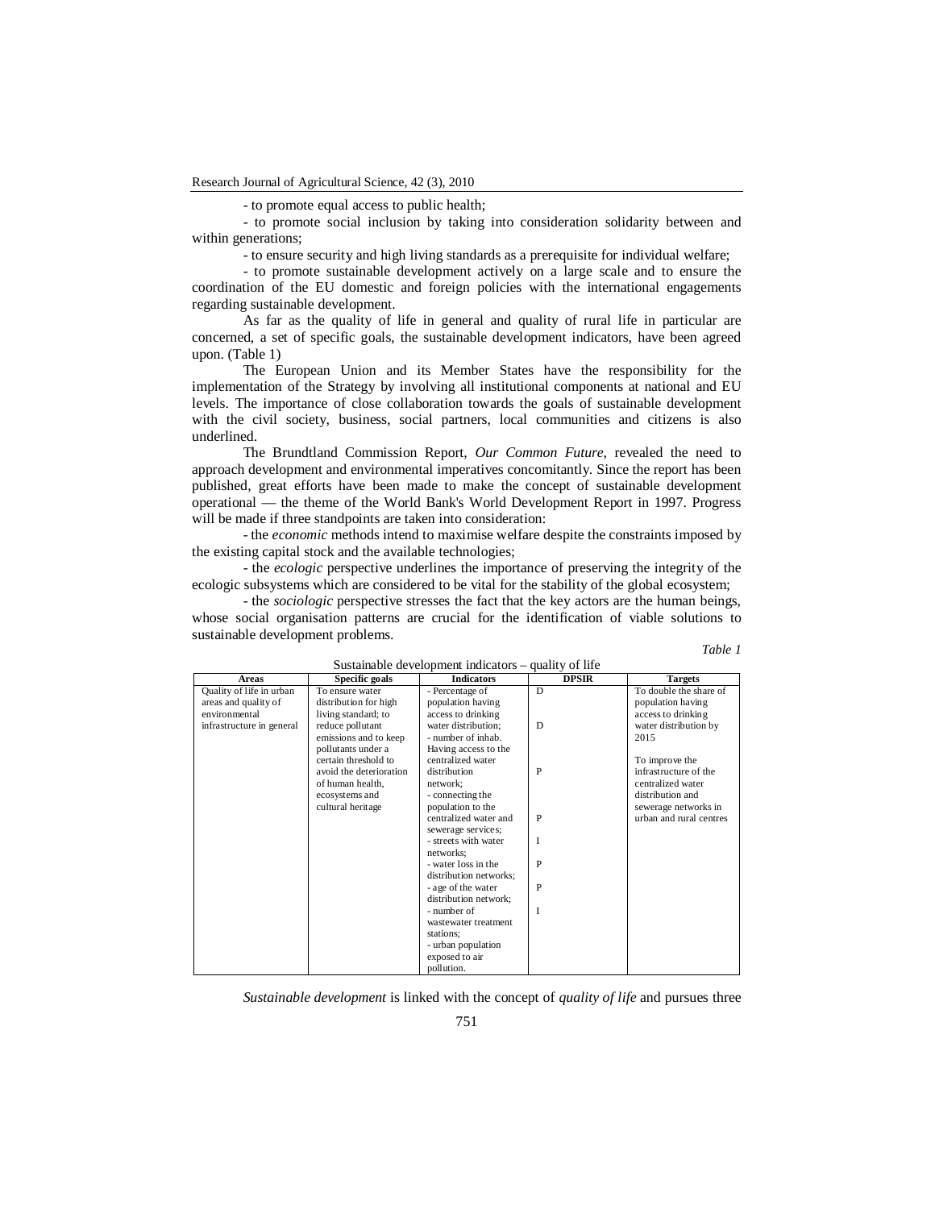- to promote equal access to public health;

- to promote social inclusion by taking into consideration solidarity between and within generations;

- to ensure security and high living standards as a prerequisite for individual welfare;

- to promote sustainable development actively on a large scale and to ensure the coordination of the EU domestic and foreign policies with the international engagements regarding sustainable development.

As far as the quality of life in general and quality of rural life in particular are concerned, a set of specific goals, the sustainable development indicators, have been agreed upon. (Table 1)

The European Union and its Member States have the responsibility for the implementation of the Strategy by involving all institutional components at national and EU levels. The importance of close collaboration towards the goals of sustainable development with the civil society, business, social partners, local communities and citizens is also underlined.

The Brundtland Commission Report, *Our Common Future*, revealed the need to approach development and environmental imperatives concomitantly. Since the report has been published, great efforts have been made to make the concept of sustainable development operational — the theme of the World Bank's World Development Report in 1997. Progress will be made if three standpoints are taken into consideration:

- the *economic* methods intend to maximise welfare despite the constraints imposed by the existing capital stock and the available technologies;

- the *ecologic* perspective underlines the importance of preserving the integrity of the ecologic subsystems which are considered to be vital for the stability of the global ecosystem;

- the *sociologic* perspective stresses the fact that the key actors are the human beings, whose social organisation patterns are crucial for the identification of viable solutions to sustainable development problems.

*Table 1*

Sustainable development indicators – quality of life

| Areas | Specific goals | Indicators | DPSIR | Targets |
|---|---|---|---|---|
| Quality of life in urban areas and quality of environmental infrastructure in general | To ensure water distribution for high living standard; to reduce pollutant emissions and to keep pollutants under a certain threshold to avoid the deterioration of human health, ecosystems and cultural heritage | - Percentage of population having access to drinking water distribution; | D | To double the share of population having access to drinking water distribution by 2015 |
| | | - number of inhab. Having access to the centralized water distribution network; | D | To improve the infrastructure of the centralized water distribution and sewerage networks in urban and rural centres |
| | | - connecting the population to the centralized water and sewerage services; | P | |
| | | - streets with water networks; | P | |
| | | - water loss in the distribution networks; | I | |
| | | - age of the water distribution network; | P | |
| | | - number of wastewater treatment stations; | P | |
| | | - urban population exposed to air pollution. | I | |

*Sustainable development* is linked with the concept of *quality of life* and pursues three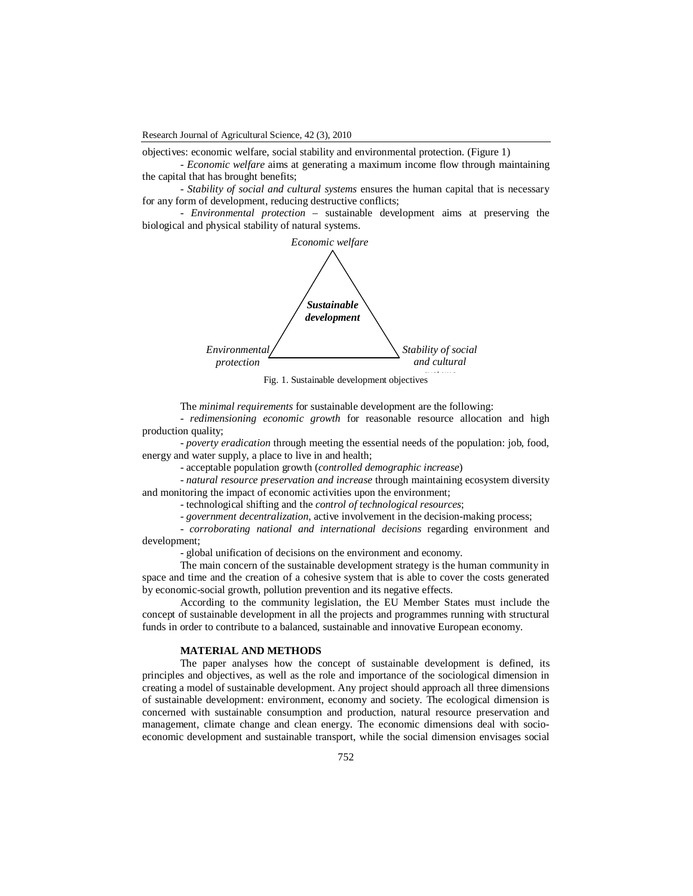objectives: economic welfare, social stability and environmental protection. (Figure 1)

- *Economic welfare* aims at generating a maximum income flow through maintaining the capital that has brought benefits;

- *Stability of social and cultural systems* ensures the human capital that is necessary for any form of development, reducing destructive conflicts;

- *Environmental protection* – sustainable development aims at preserving the biological and physical stability of natural systems.

*Economic welfare*

***Sustainable development***

*Environmental protection*

*Stability of social and cultural systems*

Fig. 1. Sustainable development objectives

The *minimal requirements* for sustainable development are the following:

- *redimensioning economic growth* for reasonable resource allocation and high production quality;

- *poverty eradication* through meeting the essential needs of the population: job, food, energy and water supply, a place to live in and health;

- acceptable population growth (*controlled demographic increase*)

- *natural resource preservation and increase* through maintaining ecosystem diversity and monitoring the impact of economic activities upon the environment;

- technological shifting and the *control of technological resources*;

- *government decentralization*, active involvement in the decision-making process;

- *corroborating national and international decisions* regarding environment and development;

- global unification of decisions on the environment and economy.

The main concern of the sustainable development strategy is the human community in space and time and the creation of a cohesive system that is able to cover the costs generated by economic-social growth, pollution prevention and its negative effects.

According to the community legislation, the EU Member States must include the concept of sustainable development in all the projects and programmes running with structural funds in order to contribute to a balanced, sustainable and innovative European economy.

## MATERIAL AND METHODS

The paper analyses how the concept of sustainable development is defined, its principles and objectives, as well as the role and importance of the sociological dimension in creating a model of sustainable development. Any project should approach all three dimensions of sustainable development: environment, economy and society. The ecological dimension is concerned with sustainable consumption and production, natural resource preservation and management, climate change and clean energy. The economic dimensions deal with socio-economic development and sustainable transport, while the social dimension envisages social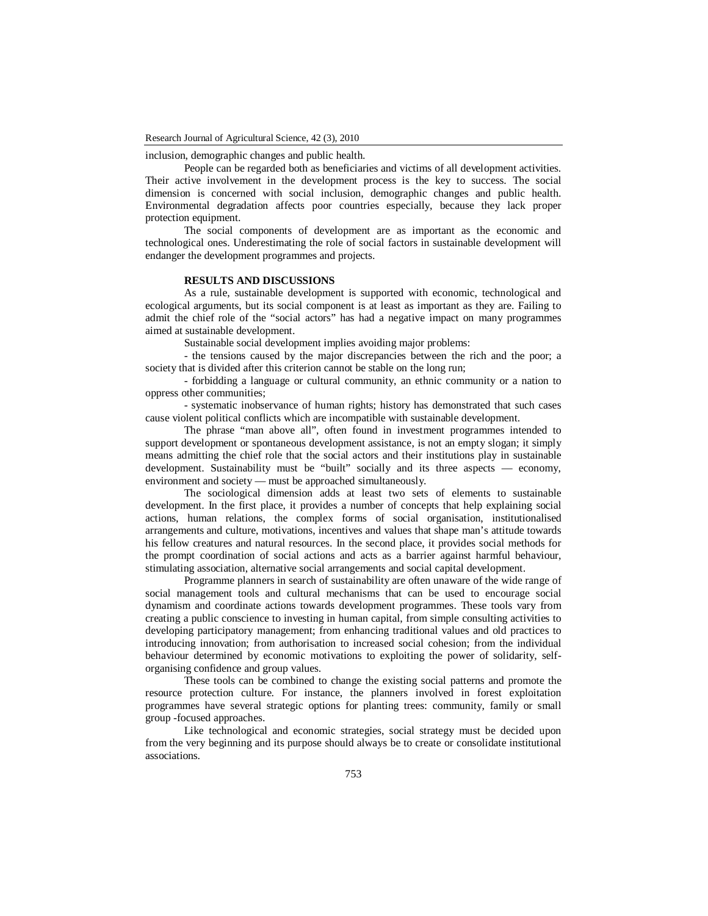inclusion, demographic changes and public health.

People can be regarded both as beneficiaries and victims of all development activities. Their active involvement in the development process is the key to success. The social dimension is concerned with social inclusion, demographic changes and public health. Environmental degradation affects poor countries especially, because they lack proper protection equipment.

The social components of development are as important as the economic and technological ones. Underestimating the role of social factors in sustainable development will endanger the development programmes and projects.

## RESULTS AND DISCUSSIONS

As a rule, sustainable development is supported with economic, technological and ecological arguments, but its social component is at least as important as they are. Failing to admit the chief role of the "social actors" has had a negative impact on many programmes aimed at sustainable development.

Sustainable social development implies avoiding major problems:

- the tensions caused by the major discrepancies between the rich and the poor; a society that is divided after this criterion cannot be stable on the long run;
- forbidding a language or cultural community, an ethnic community or a nation to oppress other communities;
- systematic inobservance of human rights; history has demonstrated that such cases cause violent political conflicts which are incompatible with sustainable development.

The phrase "man above all", often found in investment programmes intended to support development or spontaneous development assistance, is not an empty slogan; it simply means admitting the chief role that the social actors and their institutions play in sustainable development. Sustainability must be "built" socially and its three aspects — economy, environment and society — must be approached simultaneously.

The sociological dimension adds at least two sets of elements to sustainable development. In the first place, it provides a number of concepts that help explaining social actions, human relations, the complex forms of social organisation, institutionalised arrangements and culture, motivations, incentives and values that shape man's attitude towards his fellow creatures and natural resources. In the second place, it provides social methods for the prompt coordination of social actions and acts as a barrier against harmful behaviour, stimulating association, alternative social arrangements and social capital development.

Programme planners in search of sustainability are often unaware of the wide range of social management tools and cultural mechanisms that can be used to encourage social dynamism and coordinate actions towards development programmes. These tools vary from creating a public conscience to investing in human capital, from simple consulting activities to developing participatory management; from enhancing traditional values and old practices to introducing innovation; from authorisation to increased social cohesion; from the individual behaviour determined by economic motivations to exploiting the power of solidarity, self-organising confidence and group values.

These tools can be combined to change the existing social patterns and promote the resource protection culture. For instance, the planners involved in forest exploitation programmes have several strategic options for planting trees: community, family or small group -focused approaches.

Like technological and economic strategies, social strategy must be decided upon from the very beginning and its purpose should always be to create or consolidate institutional associations.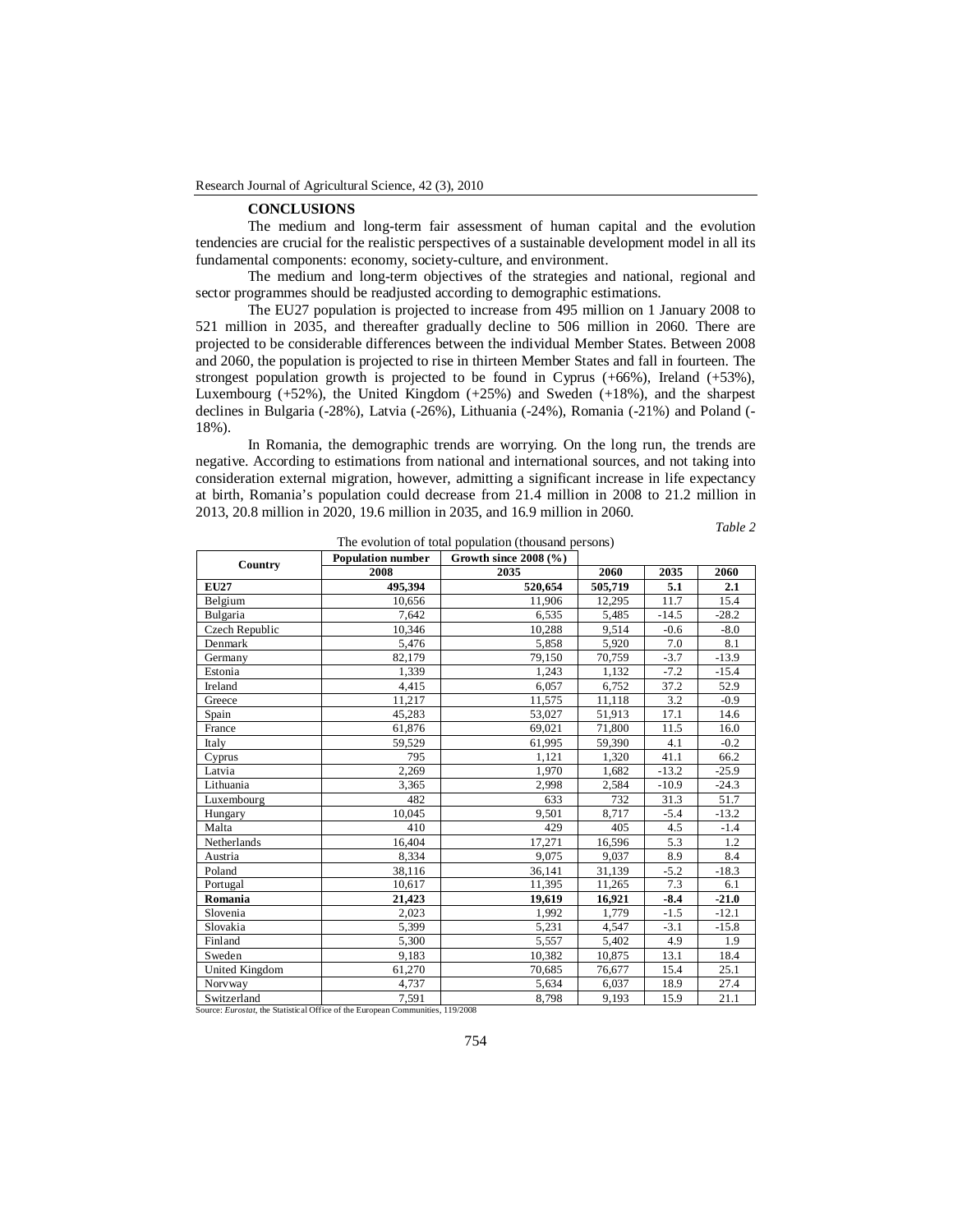## CONCLUSIONS

The medium and long-term fair assessment of human capital and the evolution tendencies are crucial for the realistic perspectives of a sustainable development model in all its fundamental components: economy, society-culture, and environment.

The medium and long-term objectives of the strategies and national, regional and sector programmes should be readjusted according to demographic estimations.

The EU27 population is projected to increase from 495 million on 1 January 2008 to 521 million in 2035, and thereafter gradually decline to 506 million in 2060. There are projected to be considerable differences between the individual Member States. Between 2008 and 2060, the population is projected to rise in thirteen Member States and fall in fourteen. The strongest population growth is projected to be found in Cyprus (+66%), Ireland (+53%), Luxembourg (+52%), the United Kingdom (+25%) and Sweden (+18%), and the sharpest declines in Bulgaria (-28%), Latvia (-26%), Lithuania (-24%), Romania (-21%) and Poland (-18%).

In Romania, the demographic trends are worrying. On the long run, the trends are negative. According to estimations from national and international sources, and not taking into consideration external migration, however, admitting a significant increase in life expectancy at birth, Romania's population could decrease from 21.4 million in 2008 to 21.2 million in 2013, 20.8 million in 2020, 19.6 million in 2035, and 16.9 million in 2060.

*Table 2*

The evolution of total population (thousand persons)

| Country | Population number | Growth since 2008 (%) | | | |
|---|---|---|---|---|---|
| | 2008 | 2035 | 2060 | 2035 | 2060 |
| **EU27** | **495,394** | **520,654** | **505,719** | **5.1** | **2.1** |
| Belgium | 10,656 | 11,906 | 12,295 | 11.7 | 15.4 |
| Bulgaria | 7,642 | 6,535 | 5,485 | -14.5 | -28.2 |
| Czech Republic | 10,346 | 10,288 | 9,514 | -0.6 | -8.0 |
| Denmark | 5,476 | 5,858 | 5,920 | 7.0 | 8.1 |
| Germany | 82,179 | 79,150 | 70,759 | -3.7 | -13.9 |
| Estonia | 1,339 | 1,243 | 1,132 | -7.2 | -15.4 |
| Ireland | 4,415 | 6,057 | 6,752 | 37.2 | 52.9 |
| Greece | 11,217 | 11,575 | 11,118 | 3.2 | -0.9 |
| Spain | 45,283 | 53,027 | 51,913 | 17.1 | 14.6 |
| France | 61,876 | 69,021 | 71,800 | 11.5 | 16.0 |
| Italy | 59,529 | 61,995 | 59,390 | 4.1 | -0.2 |
| Cyprus | 795 | 1,121 | 1,320 | 41.1 | 66.2 |
| Latvia | 2,269 | 1,970 | 1,682 | -13.2 | -25.9 |
| Lithuania | 3,365 | 2,998 | 2,584 | -10.9 | -24.3 |
| Luxembourg | 482 | 633 | 732 | 31.3 | 51.7 |
| Hungary | 10,045 | 9,501 | 8,717 | -5.4 | -13.2 |
| Malta | 410 | 429 | 405 | 4.5 | -1.4 |
| Netherlands | 16,404 | 17,271 | 16,596 | 5.3 | 1.2 |
| Austria | 8,334 | 9,075 | 9,037 | 8.9 | 8.4 |
| Poland | 38,116 | 36,141 | 31,139 | -5.2 | -18.3 |
| Portugal | 10,617 | 11,395 | 11,265 | 7.3 | 6.1 |
| **Romania** | **21,423** | **19,619** | **16,921** | **-8.4** | **-21.0** |
| Slovenia | 2,023 | 1,992 | 1,779 | -1.5 | -12.1 |
| Slovakia | 5,399 | 5,231 | 4,547 | -3.1 | -15.8 |
| Finland | 5,300 | 5,557 | 5,402 | 4.9 | 1.9 |
| Sweden | 9,183 | 10,382 | 10,875 | 13.1 | 18.4 |
| United Kingdom | 61,270 | 70,685 | 76,677 | 15.4 | 25.1 |
| Norvway | 4,737 | 5,634 | 6,037 | 18.9 | 27.4 |
| Switzerland | 7,591 | 8,798 | 9,193 | 15.9 | 21.1 |

Source: *Eurostat*, the Statistical Office of the European Communities, 119/2008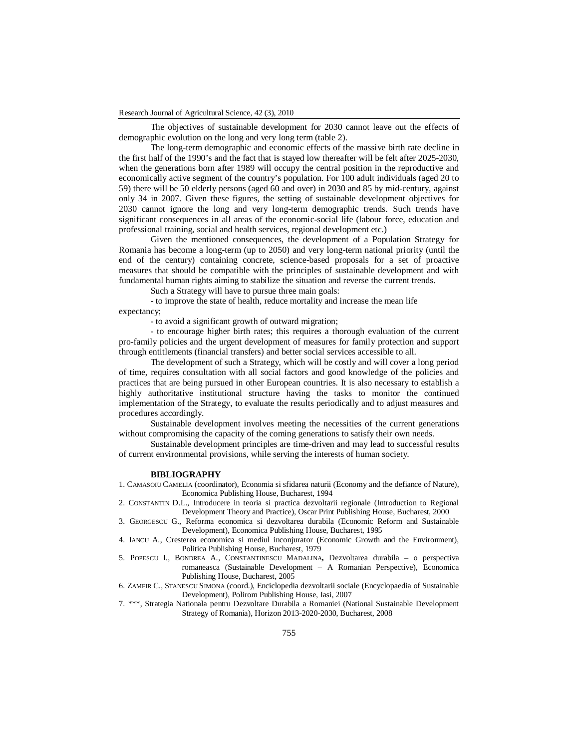The objectives of sustainable development for 2030 cannot leave out the effects of demographic evolution on the long and very long term (table 2).

The long-term demographic and economic effects of the massive birth rate decline in the first half of the 1990's and the fact that is stayed low thereafter will be felt after 2025-2030, when the generations born after 1989 will occupy the central position in the reproductive and economically active segment of the country's population. For 100 adult individuals (aged 20 to 59) there will be 50 elderly persons (aged 60 and over) in 2030 and 85 by mid-century, against only 34 in 2007. Given these figures, the setting of sustainable development objectives for 2030 cannot ignore the long and very long-term demographic trends. Such trends have significant consequences in all areas of the economic-social life (labour force, education and professional training, social and health services, regional development etc.)

Given the mentioned consequences, the development of a Population Strategy for Romania has become a long-term (up to 2050) and very long-term national priority (until the end of the century) containing concrete, science-based proposals for a set of proactive measures that should be compatible with the principles of sustainable development and with fundamental human rights aiming to stabilize the situation and reverse the current trends.

Such a Strategy will have to pursue three main goals:

- to improve the state of health, reduce mortality and increase the mean life expectancy;
- to avoid a significant growth of outward migration;
- to encourage higher birth rates; this requires a thorough evaluation of the current pro-family policies and the urgent development of measures for family protection and support through entitlements (financial transfers) and better social services accessible to all.

The development of such a Strategy, which will be costly and will cover a long period of time, requires consultation with all social factors and good knowledge of the policies and practices that are being pursued in other European countries. It is also necessary to establish a highly authoritative institutional structure having the tasks to monitor the continued implementation of the Strategy, to evaluate the results periodically and to adjust measures and procedures accordingly.

Sustainable development involves meeting the necessities of the current generations without compromising the capacity of the coming generations to satisfy their own needs.

Sustainable development principles are time-driven and may lead to successful results of current environmental provisions, while serving the interests of human society.

## BIBLIOGRAPHY

1. Camasoiu Camelia (coordinator), Economia si sfidarea naturii (Economy and the defiance of Nature), Economica Publishing House, Bucharest, 1994
2. Constantin D.L., Introducere in teoria si practica dezvoltarii regionale (Introduction to Regional Development Theory and Practice), Oscar Print Publishing House, Bucharest, 2000
3. Georgescu G., Reforma economica si dezvoltarea durabila (Economic Reform and Sustainable Development), Economica Publishing House, Bucharest, 1995
4. Iancu A., Cresterea economica si mediul inconjurator (Economic Growth and the Environment), Politica Publishing House, Bucharest, 1979
5. Popescu I., Bondrea A., Constantinescu Madalina**,** Dezvoltarea durabila – o perspectiva romaneasca (Sustainable Development – A Romanian Perspective), Economica Publishing House, Bucharest, 2005
6. Zamfir C., Stanescu Simona (coord.), Enciclopedia dezvoltarii sociale (Encyclopaedia of Sustainable Development), Polirom Publishing House, Iasi, 2007
7. ***, Strategia Nationala pentru Dezvoltare Durabila a Romaniei (National Sustainable Development Strategy of Romania), Horizon 2013-2020-2030, Bucharest, 2008